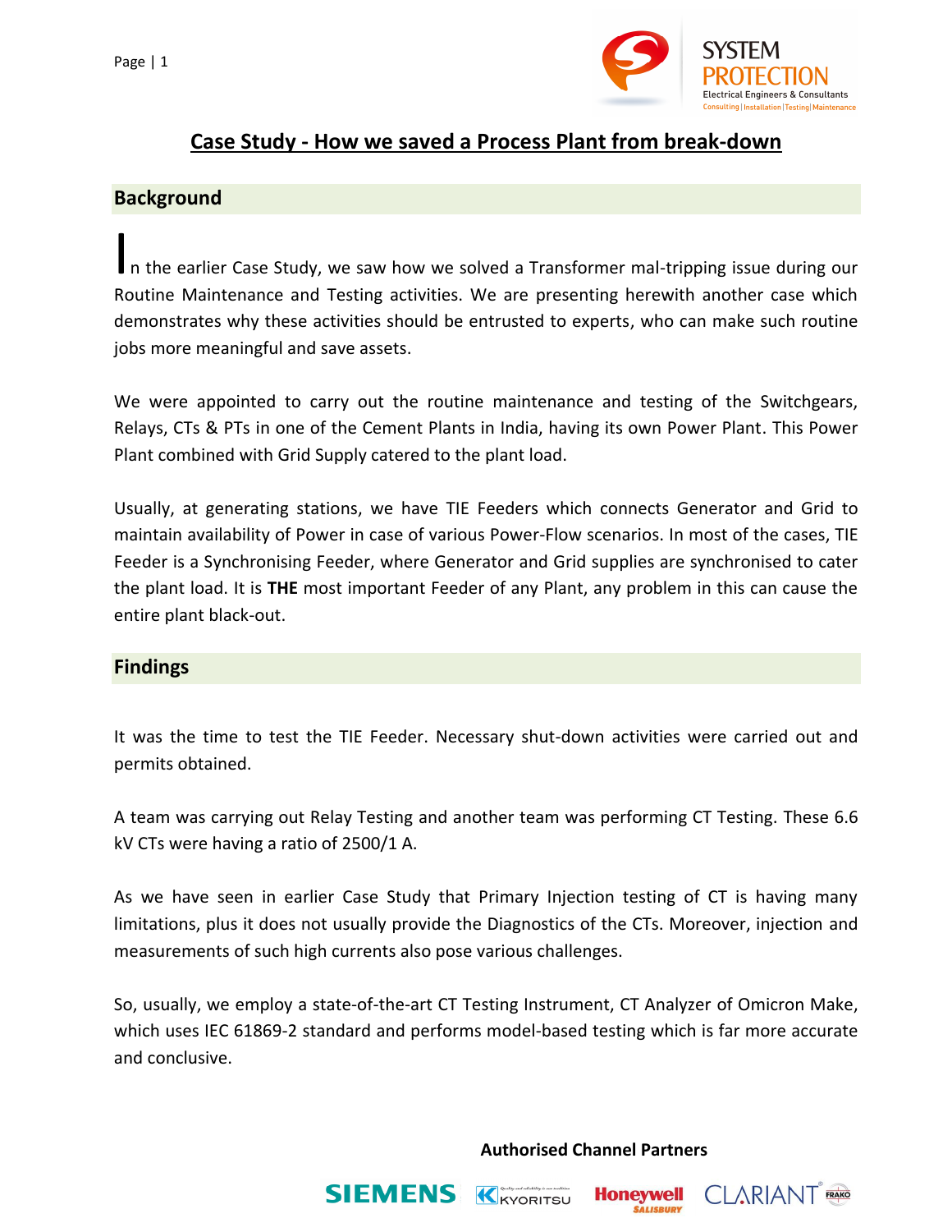# Case Study - How we saved a Process Plant from break-down

## Background

In the earlier Case Study, we saw how we solved a Transformer mal-tripping issue during our Routine Maintenance and Testing activities. We are presenting herewith another case which demonstrates why these activities should be entrusted to experts, who can make such routine jobs more meaningful and save assets.

We were appointed to carry out the routine maintenance and testing of the Switchgears, Relays, CTs & PTs in one of the Cement Plants in India, having its own Power Plant. This Power Plant combined with Grid Supply catered to the plant load.

Usually, at generating stations, we have TIE Feeders which connects Generator and Grid to maintain availability of Power in case of various Power-Flow scenarios. In most of the cases, TIE Feeder is a Synchronising Feeder, where Generator and Grid supplies are synchronised to cater the plant load. It is **THE** most important Feeder of any Plant, any problem in this can cause the entire plant black-out.

## Findings

It was the time to test the TIE Feeder. Necessary shut-down activities were carried out and permits obtained.

A team was carrying out Relay Testing and another team was performing CT Testing. These 6.6 kV CTs were having a ratio of 2500/1 A.

As we have seen in earlier Case Study that Primary Injection testing of CT is having many limitations, plus it does not usually provide the Diagnostics of the CTs. Moreover, injection and measurements of such high currents also pose various challenges.

So, usually, we employ a state-of-the-art CT Testing Instrument, CT Analyzer of Omicron Make, which uses IEC 61869-2 standard and performs model-based testing which is far more accurate and conclusive.

**Authorised Channel Partners**

SIEMENS | KYORITSU | Honeywell SALISBURY | CLARIANT | FRAKO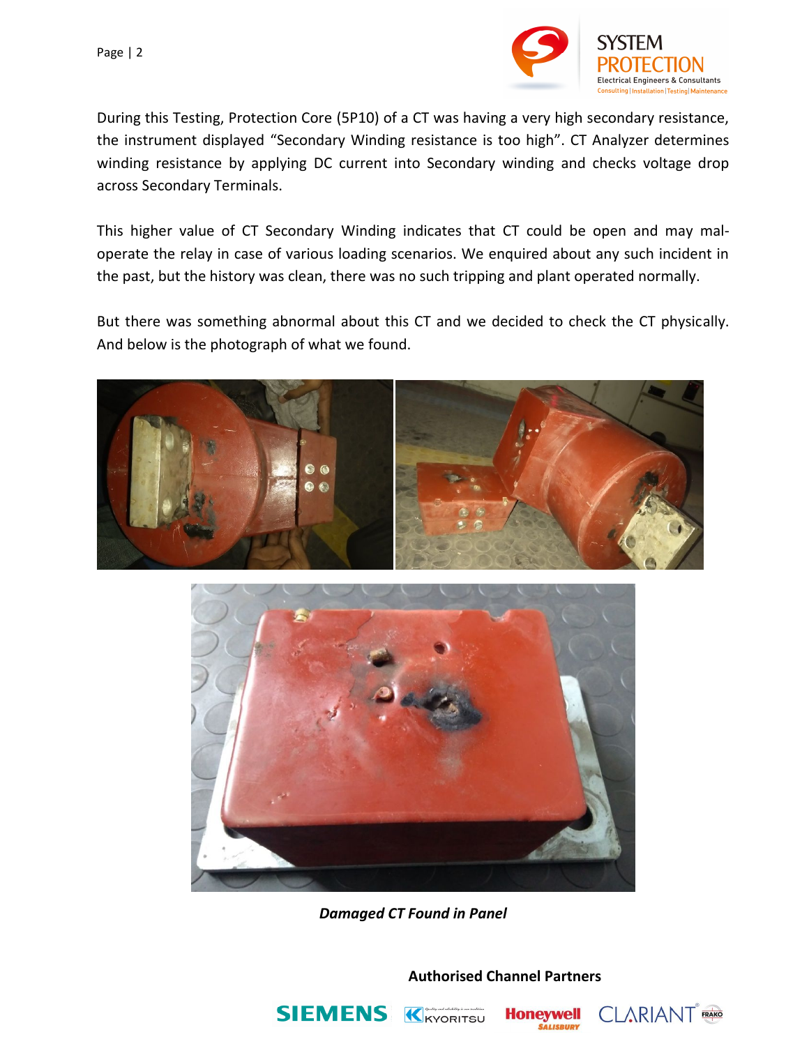During this Testing, Protection Core (5P10) of a CT was having a very high secondary resistance, the instrument displayed "Secondary Winding resistance is too high". CT Analyzer determines winding resistance by applying DC current into Secondary winding and checks voltage drop across Secondary Terminals.

This higher value of CT Secondary Winding indicates that CT could be open and may mal-operate the relay in case of various loading scenarios. We enquired about any such incident in the past, but the history was clean, there was no such tripping and plant operated normally.

But there was something abnormal about this CT and we decided to check the CT physically. And below is the photograph of what we found.

*Damaged CT Found in Panel*

**Authorised Channel Partners**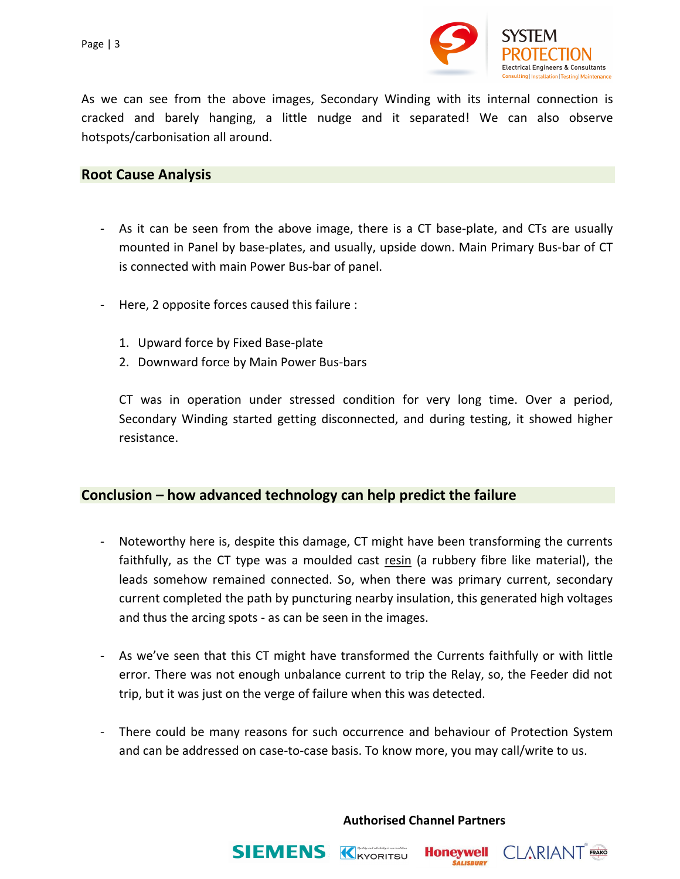As we can see from the above images, Secondary Winding with its internal connection is cracked and barely hanging, a little nudge and it separated! We can also observe hotspots/carbonisation all around.

## Root Cause Analysis

- As it can be seen from the above image, there is a CT base-plate, and CTs are usually mounted in Panel by base-plates, and usually, upside down. Main Primary Bus-bar of CT is connected with main Power Bus-bar of panel.

- Here, 2 opposite forces caused this failure :

  1. Upward force by Fixed Base-plate
  2. Downward force by Main Power Bus-bars

  CT was in operation under stressed condition for very long time. Over a period, Secondary Winding started getting disconnected, and during testing, it showed higher resistance.

## Conclusion – how advanced technology can help predict the failure

- Noteworthy here is, despite this damage, CT might have been transforming the currents faithfully, as the CT type was a moulded cast resin (a rubbery fibre like material), the leads somehow remained connected. So, when there was primary current, secondary current completed the path by puncturing nearby insulation, this generated high voltages and thus the arcing spots - as can be seen in the images.

- As we've seen that this CT might have transformed the Currents faithfully or with little error. There was not enough unbalance current to trip the Relay, so, the Feeder did not trip, but it was just on the verge of failure when this was detected.

- There could be many reasons for such occurrence and behaviour of Protection System and can be addressed on case-to-case basis. To know more, you may call/write to us.

**Authorised Channel Partners**

SIEMENS KYORITSU Honeywell SALISBURY CLARIANT FRAKO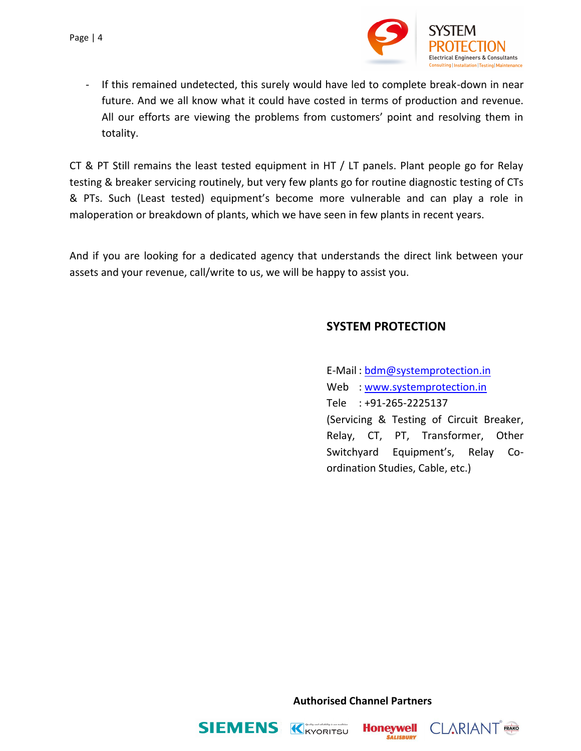- If this remained undetected, this surely would have led to complete break-down in near future. And we all know what it could have costed in terms of production and revenue. All our efforts are viewing the problems from customers' point and resolving them in totality.

CT & PT Still remains the least tested equipment in HT / LT panels. Plant people go for Relay testing & breaker servicing routinely, but very few plants go for routine diagnostic testing of CTs & PTs. Such (Least tested) equipment's become more vulnerable and can play a role in maloperation or breakdown of plants, which we have seen in few plants in recent years.

And if you are looking for a dedicated agency that understands the direct link between your assets and your revenue, call/write to us, we will be happy to assist you.

**SYSTEM PROTECTION**

E-Mail : bdm@systemprotection.in
Web : www.systemprotection.in
Tele : +91-265-2225137
(Servicing & Testing of Circuit Breaker, Relay, CT, PT, Transformer, Other Switchyard Equipment's, Relay Co-ordination Studies, Cable, etc.)

**Authorised Channel Partners**

SIEMENS KYORITSU Honeywell SALISBURY CLARIANT FRAKO